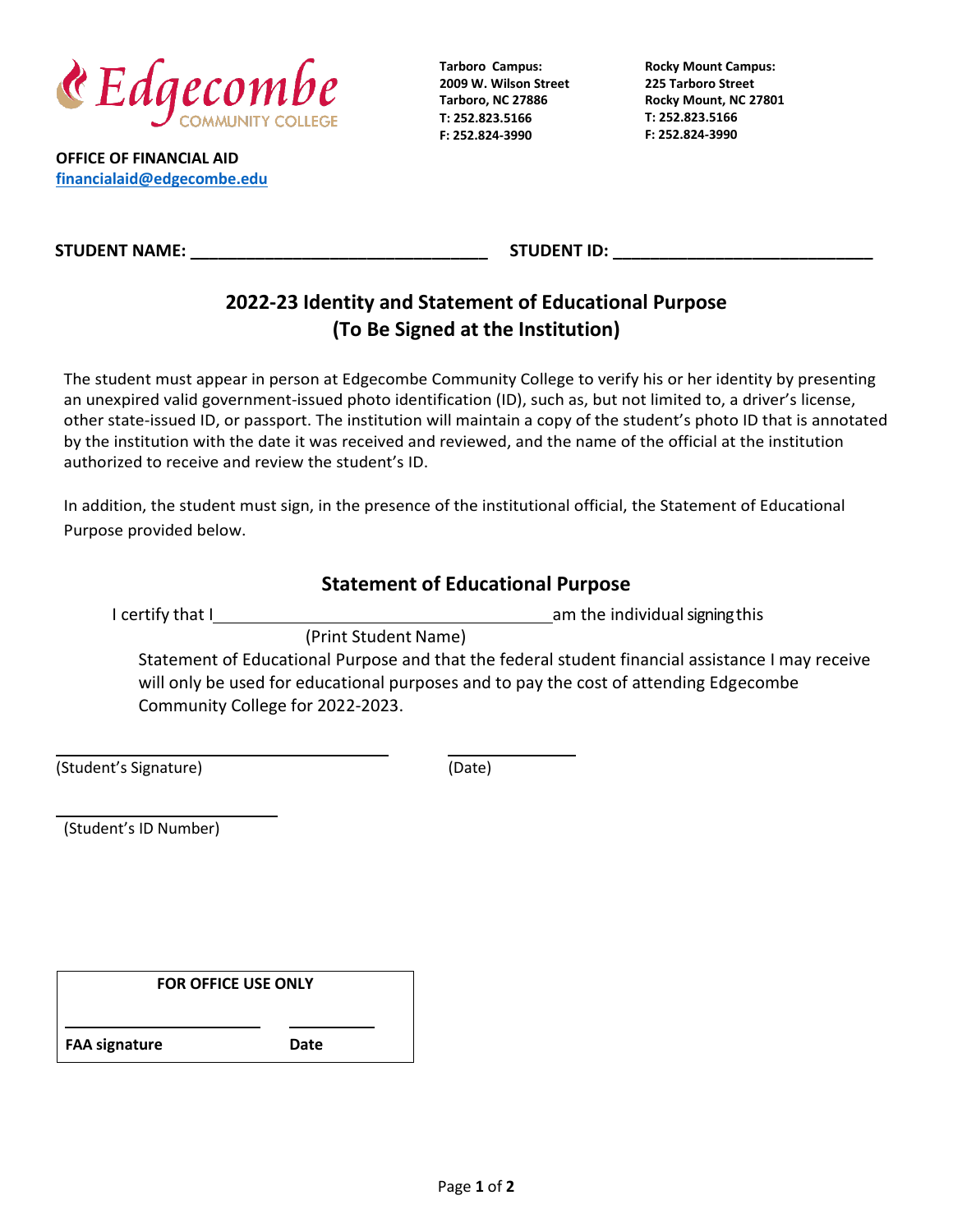Edgecombe COMMUNITY COLLEGE

**Tarboro Campus:**
**2009 W. Wilson Street**
**Tarboro, NC 27886**
**T: 252.823.5166**
**F: 252.824-3990**

**Rocky Mount Campus:**
**225 Tarboro Street**
**Rocky Mount, NC 27801**
**T: 252.823.5166**
**F: 252.824-3990**

**OFFICE OF FINANCIAL AID**
**financialaid@edgecombe.edu**

**STUDENT NAME: ________________________________ STUDENT ID: ____________________________**

## 2022-23 Identity and Statement of Educational Purpose
## (To Be Signed at the Institution)

The student must appear in person at Edgecombe Community College to verify his or her identity by presenting an unexpired valid government-issued photo identification (ID), such as, but not limited to, a driver's license, other state-issued ID, or passport. The institution will maintain a copy of the student's photo ID that is annotated by the institution with the date it was received and reviewed, and the name of the official at the institution authorized to receive and review the student's ID.

In addition, the student must sign, in the presence of the institutional official, the Statement of Educational Purpose provided below.

### Statement of Educational Purpose

I certify that I _____________________________________ am the individual signing this
(Print Student Name)
Statement of Educational Purpose and that the federal student financial assistance I may receive will only be used for educational purposes and to pay the cost of attending Edgecombe Community College for 2022-2023.

____________________________________ ______________
(Student's Signature) (Date)

________________________
(Student's ID Number)

| FOR OFFICE USE ONLY | |
|---|---|
| ______________________ | __________ |
| **FAA signature** | **Date** |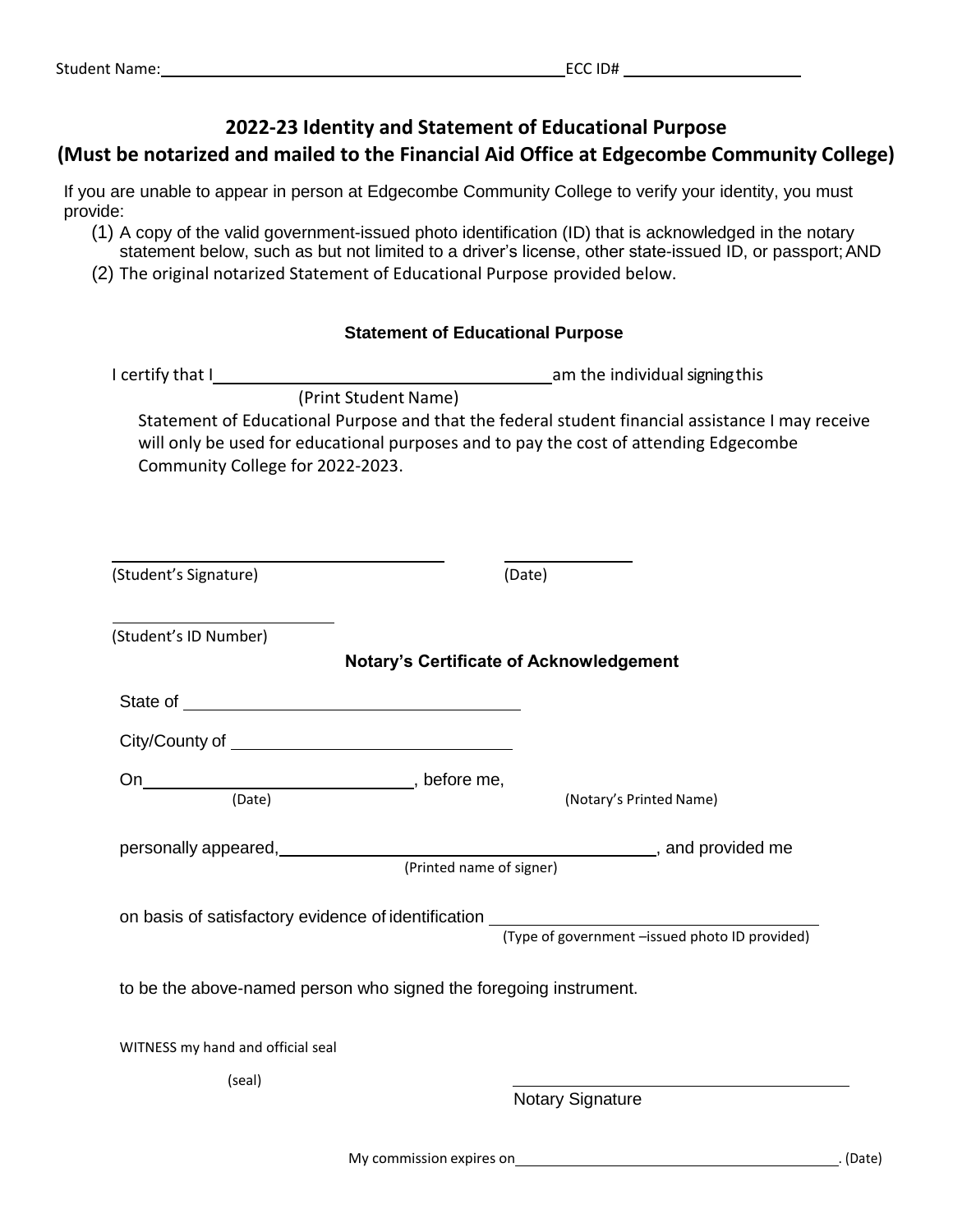Student Name: ______________________________________________ ECC ID# ____________________

## 2022-23 Identity and Statement of Educational Purpose

## (Must be notarized and mailed to the Financial Aid Office at Edgecombe Community College)

If you are unable to appear in person at Edgecombe Community College to verify your identity, you must provide:

1. A copy of the valid government-issued photo identification (ID) that is acknowledged in the notary statement below, such as but not limited to a driver's license, other state-issued ID, or passport; AND
2. The original notarized Statement of Educational Purpose provided below.

### Statement of Educational Purpose

I certify that I ______________________________________ am the individual signing this
(Print Student Name)
Statement of Educational Purpose and that the federal student financial assistance I may receive will only be used for educational purposes and to pay the cost of attending Edgecombe Community College for 2022-2023.

______________________________________ ______________
(Student's Signature) (Date)

__________________________
(Student's ID Number)

### Notary's Certificate of Acknowledgement

State of ____________________________________

City/County of ______________________________

On ______________________________, before me, ______________________________
(Date) (Notary's Printed Name)

personally appeared, ________________________________________, and provided me
(Printed name of signer)

on basis of satisfactory evidence of identification ____________________________________
(Type of government –issued photo ID provided)

to be the above-named person who signed the foregoing instrument.

WITNESS my hand and official seal

(seal)

______________________________________
Notary Signature

My commission expires on ____________________________________________. (Date)